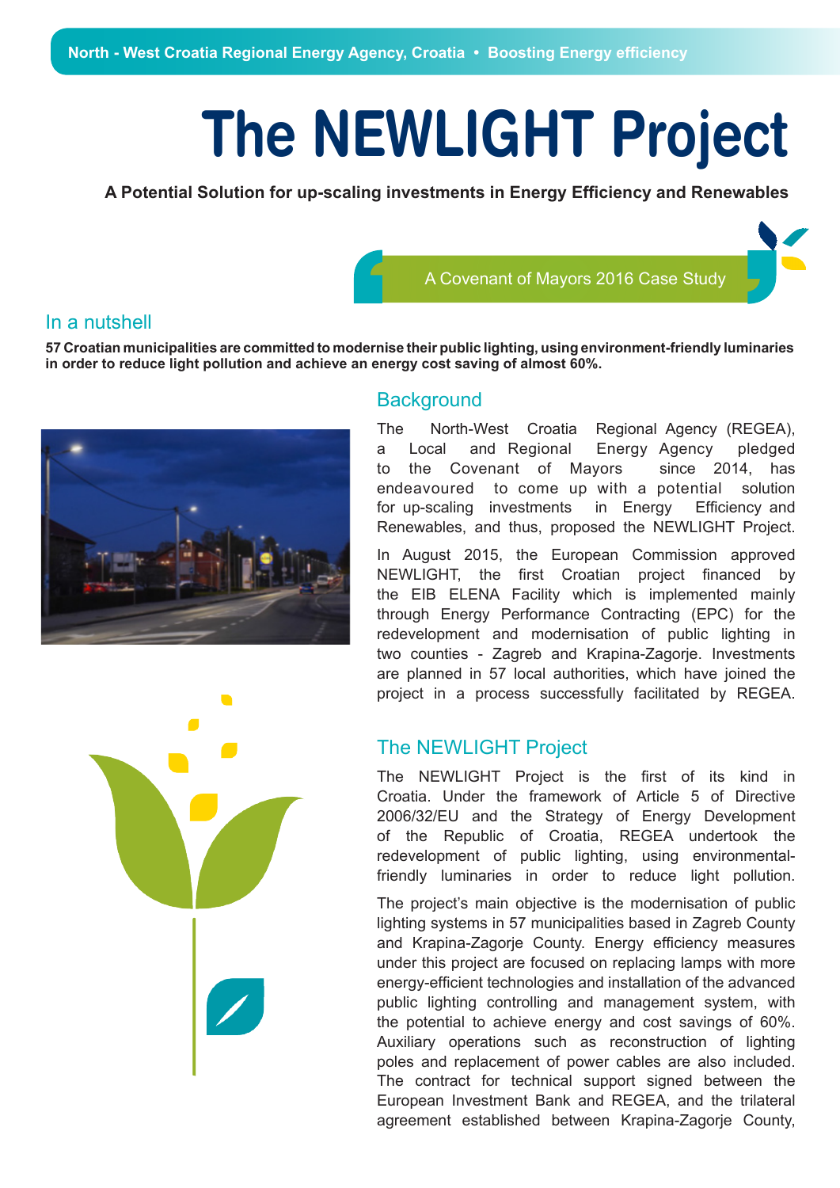North - West Croatia Regional Energy Agency, Croatia • Boosting Energy efficiency

# The NEWLIGHT Project

**A Potential Solution for up-scaling investments in Energy Efficiency and Renewables**

A Covenant of Mayors 2016 Case Study

## In a nutshell

**57 Croatian municipalities are committed to modernise their public lighting, using environment-friendly luminaries in order to reduce light pollution and achieve an energy cost saving of almost 60%.**

## Background

The North-West Croatia Regional Agency (REGEA), a Local and Regional Energy Agency pledged to the Covenant of Mayors since 2014, has endeavoured to come up with a potential solution for up-scaling investments in Energy Efficiency and Renewables, and thus, proposed the NEWLIGHT Project.

In August 2015, the European Commission approved NEWLIGHT, the first Croatian project financed by the EIB ELENA Facility which is implemented mainly through Energy Performance Contracting (EPC) for the redevelopment and modernisation of public lighting in two counties - Zagreb and Krapina-Zagorje. Investments are planned in 57 local authorities, which have joined the project in a process successfully facilitated by REGEA.

## The NEWLIGHT Project

The NEWLIGHT Project is the first of its kind in Croatia. Under the framework of Article 5 of Directive 2006/32/EU and the Strategy of Energy Development of the Republic of Croatia, REGEA undertook the redevelopment of public lighting, using environmental-friendly luminaries in order to reduce light pollution.

The project's main objective is the modernisation of public lighting systems in 57 municipalities based in Zagreb County and Krapina-Zagorje County. Energy efficiency measures under this project are focused on replacing lamps with more energy-efficient technologies and installation of the advanced public lighting controlling and management system, with the potential to achieve energy and cost savings of 60%. Auxiliary operations such as reconstruction of lighting poles and replacement of power cables are also included. The contract for technical support signed between the European Investment Bank and REGEA, and the trilateral agreement established between Krapina-Zagorje County,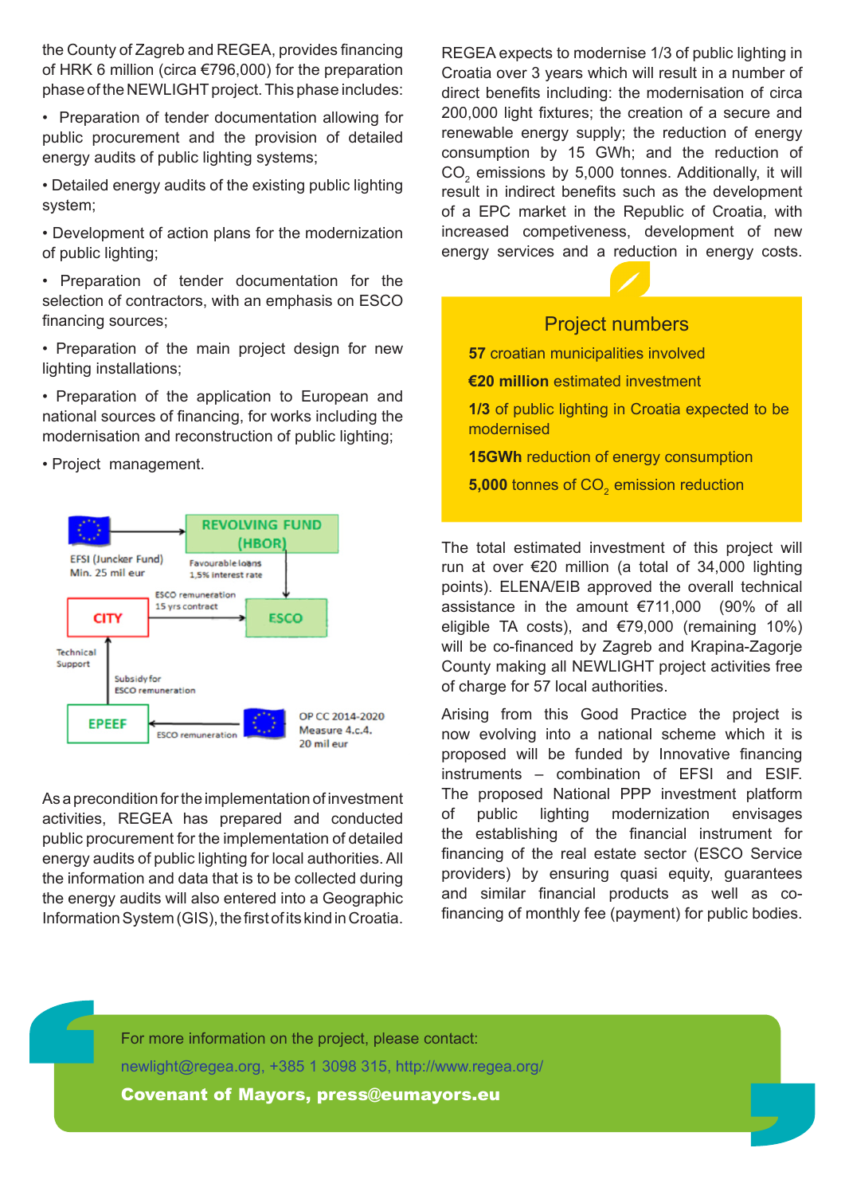the County of Zagreb and REGEA, provides financing of HRK 6 million (circa €796,000) for the preparation phase of the NEWLIGHT project. This phase includes:

- Preparation of tender documentation allowing for public procurement and the provision of detailed energy audits of public lighting systems;
- Detailed energy audits of the existing public lighting system;
- Development of action plans for the modernization of public lighting;
- Preparation of tender documentation for the selection of contractors, with an emphasis on ESCO financing sources;
- Preparation of the main project design for new lighting installations;
- Preparation of the application to European and national sources of financing, for works including the modernisation and reconstruction of public lighting;
- Project management.

REVOLVING FUND (HBOR)
EFSI (Juncker Fund) Min. 25 mil eur
Favourable loans 1,5% interest rate
ESCO remuneration 15 yrs contract
CITY
ESCO
Technical Support
Subsidy for ESCO remuneration
EPEEF
ESCO remuneration
OP CC 2014-2020 Measure 4.c.4. 20 mil eur

As a precondition for the implementation of investment activities, REGEA has prepared and conducted public procurement for the implementation of detailed energy audits of public lighting for local authorities. All the information and data that is to be collected during the energy audits will also entered into a Geographic Information System (GIS), the first of its kind in Croatia.

REGEA expects to modernise 1/3 of public lighting in Croatia over 3 years which will result in a number of direct benefits including: the modernisation of circa 200,000 light fixtures; the creation of a secure and renewable energy supply; the reduction of energy consumption by 15 GWh; and the reduction of $CO_2$ emissions by 5,000 tonnes. Additionally, it will result in indirect benefits such as the development of a EPC market in the Republic of Croatia, with increased competiveness, development of new energy services and a reduction in energy costs.

## Project numbers

**57** croatian municipalities involved

**€20 million** estimated investment

**1/3** of public lighting in Croatia expected to be modernised

**15GWh** reduction of energy consumption

**5,000** tonnes of $CO_2$ emission reduction

The total estimated investment of this project will run at over €20 million (a total of 34,000 lighting points). ELENA/EIB approved the overall technical assistance in the amount €711,000 (90% of all eligible TA costs), and €79,000 (remaining 10%) will be co-financed by Zagreb and Krapina-Zagorje County making all NEWLIGHT project activities free of charge for 57 local authorities.

Arising from this Good Practice the project is now evolving into a national scheme which it is proposed will be funded by Innovative financing instruments – combination of EFSI and ESIF. The proposed National PPP investment platform of public lighting modernization envisages the establishing of the financial instrument for financing of the real estate sector (ESCO Service providers) by ensuring quasi equity, guarantees and similar financial products as well as co-financing of monthly fee (payment) for public bodies.

For more information on the project, please contact:

newlight@regea.org, +385 1 3098 315, http://www.regea.org/

**Covenant of Mayors, press@eumayors.eu**